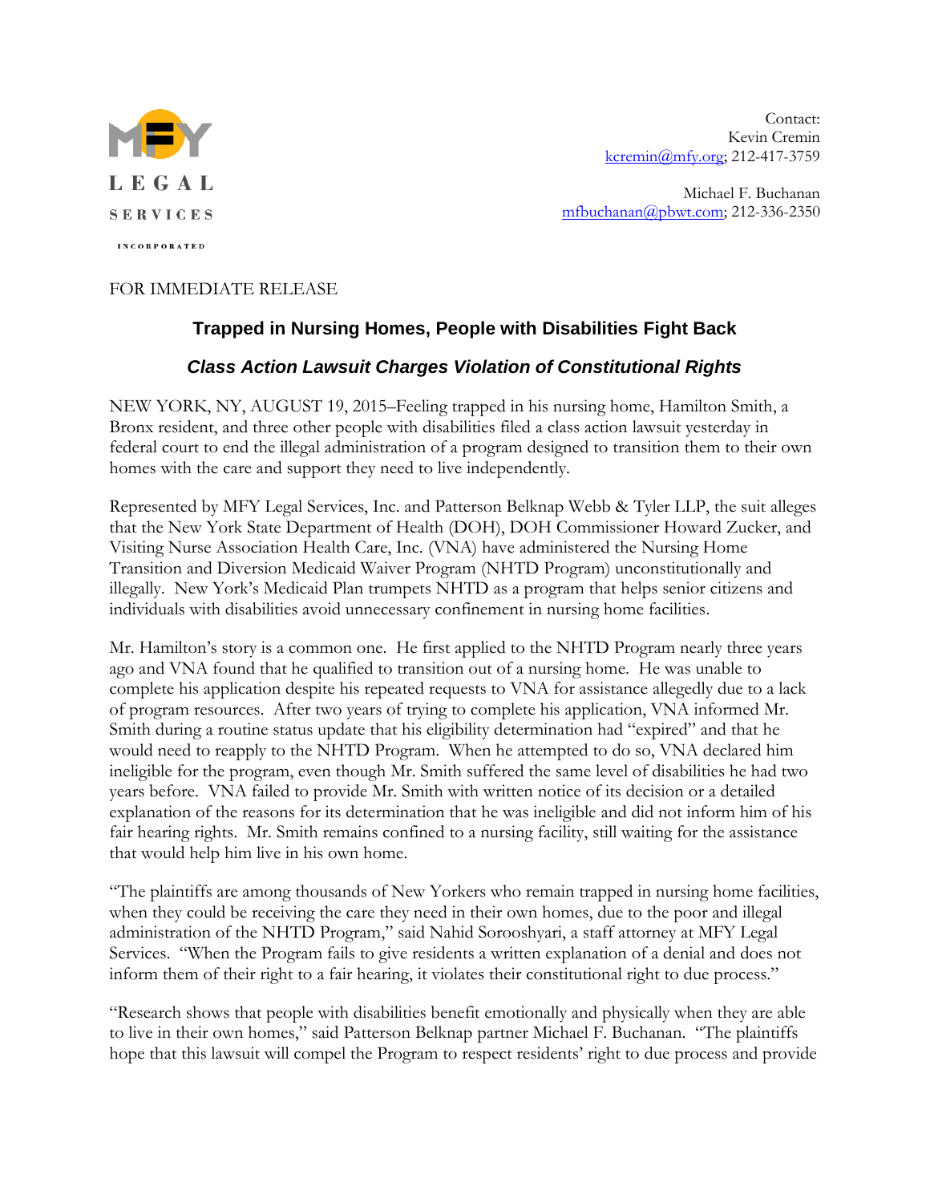MFY LEGAL SERVICES INCORPORATED

Contact:
Kevin Cremin
kcremin@mfy.org; 212-417-3759

Michael F. Buchanan
mfbuchanan@pbwt.com; 212-336-2350

FOR IMMEDIATE RELEASE

## Trapped in Nursing Homes, People with Disabilities Fight Back

### *Class Action Lawsuit Charges Violation of Constitutional Rights*

NEW YORK, NY, AUGUST 19, 2015–Feeling trapped in his nursing home, Hamilton Smith, a Bronx resident, and three other people with disabilities filed a class action lawsuit yesterday in federal court to end the illegal administration of a program designed to transition them to their own homes with the care and support they need to live independently.

Represented by MFY Legal Services, Inc. and Patterson Belknap Webb & Tyler LLP, the suit alleges that the New York State Department of Health (DOH), DOH Commissioner Howard Zucker, and Visiting Nurse Association Health Care, Inc. (VNA) have administered the Nursing Home Transition and Diversion Medicaid Waiver Program (NHTD Program) unconstitutionally and illegally. New York's Medicaid Plan trumpets NHTD as a program that helps senior citizens and individuals with disabilities avoid unnecessary confinement in nursing home facilities.

Mr. Hamilton's story is a common one. He first applied to the NHTD Program nearly three years ago and VNA found that he qualified to transition out of a nursing home. He was unable to complete his application despite his repeated requests to VNA for assistance allegedly due to a lack of program resources. After two years of trying to complete his application, VNA informed Mr. Smith during a routine status update that his eligibility determination had "expired" and that he would need to reapply to the NHTD Program. When he attempted to do so, VNA declared him ineligible for the program, even though Mr. Smith suffered the same level of disabilities he had two years before. VNA failed to provide Mr. Smith with written notice of its decision or a detailed explanation of the reasons for its determination that he was ineligible and did not inform him of his fair hearing rights. Mr. Smith remains confined to a nursing facility, still waiting for the assistance that would help him live in his own home.

"The plaintiffs are among thousands of New Yorkers who remain trapped in nursing home facilities, when they could be receiving the care they need in their own homes, due to the poor and illegal administration of the NHTD Program," said Nahid Sorooshyari, a staff attorney at MFY Legal Services. "When the Program fails to give residents a written explanation of a denial and does not inform them of their right to a fair hearing, it violates their constitutional right to due process."

"Research shows that people with disabilities benefit emotionally and physically when they are able to live in their own homes," said Patterson Belknap partner Michael F. Buchanan. "The plaintiffs hope that this lawsuit will compel the Program to respect residents' right to due process and provide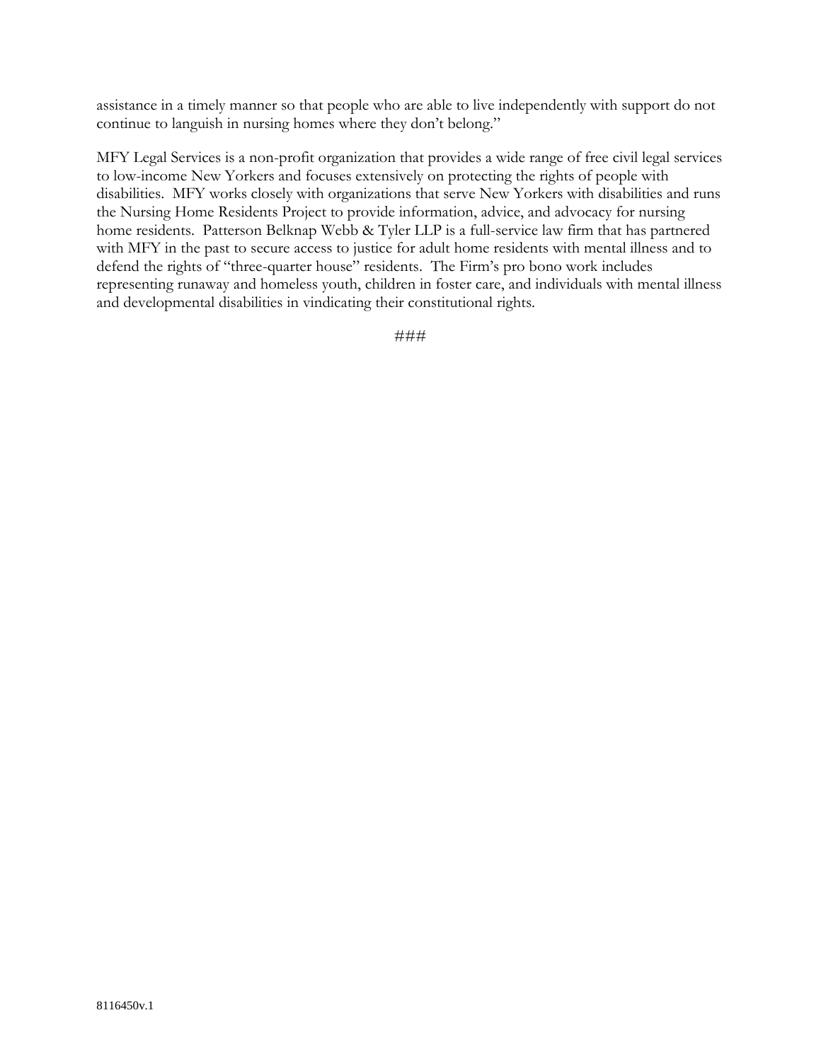assistance in a timely manner so that people who are able to live independently with support do not continue to languish in nursing homes where they don't belong."

MFY Legal Services is a non-profit organization that provides a wide range of free civil legal services to low-income New Yorkers and focuses extensively on protecting the rights of people with disabilities. MFY works closely with organizations that serve New Yorkers with disabilities and runs the Nursing Home Residents Project to provide information, advice, and advocacy for nursing home residents. Patterson Belknap Webb & Tyler LLP is a full-service law firm that has partnered with MFY in the past to secure access to justice for adult home residents with mental illness and to defend the rights of "three-quarter house" residents. The Firm's pro bono work includes representing runaway and homeless youth, children in foster care, and individuals with mental illness and developmental disabilities in vindicating their constitutional rights.

###

8116450v.1